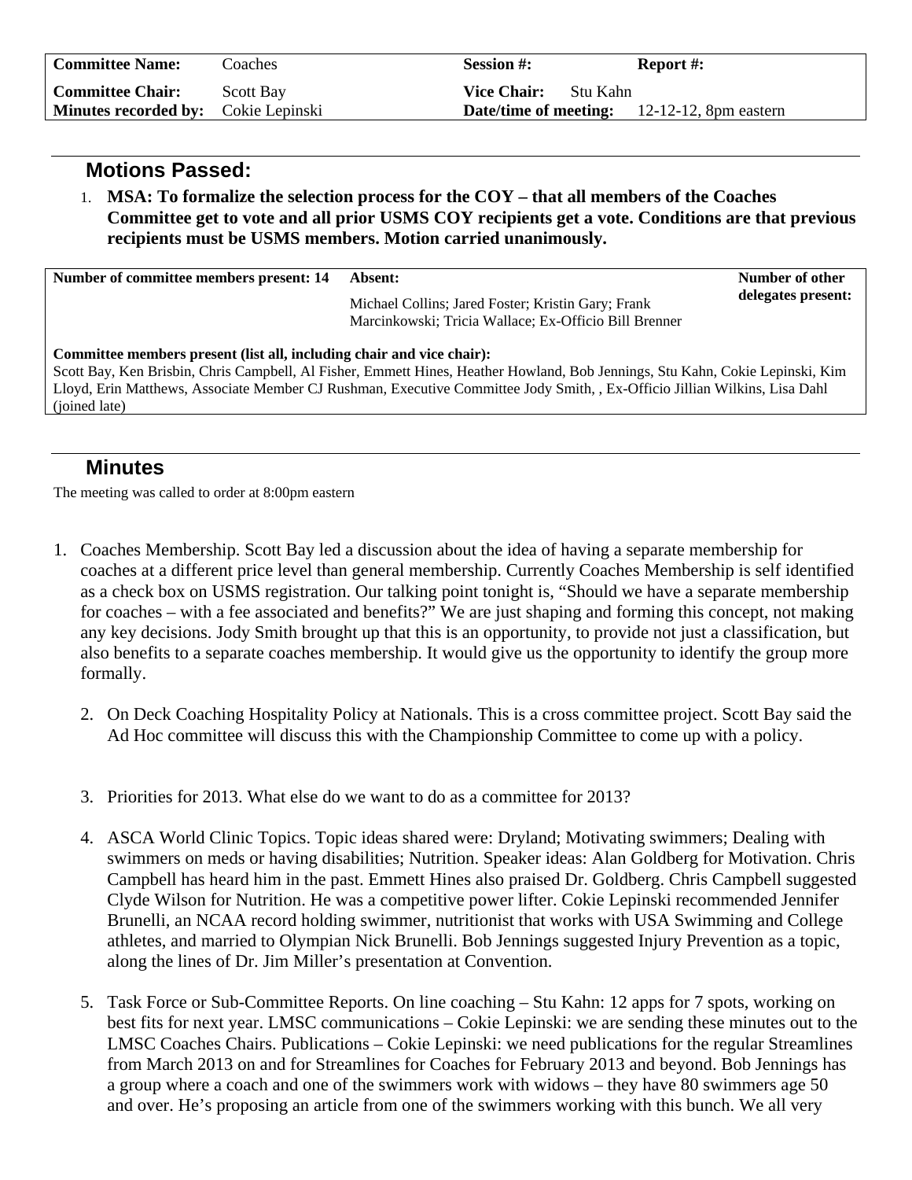| **Committee Name:** | Coaches | **Session #:** | **Report #:** |
|---|---|---|---|
| **Committee Chair:** | Scott Bay | **Vice Chair:** Stu Kahn | |
| **Minutes recorded by:** | Cokie Lepinski | **Date/time of meeting:** | 12-12-12, 8pm eastern |

## Motions Passed:

1. **MSA: To formalize the selection process for the COY – that all members of the Coaches Committee get to vote and all prior USMS COY recipients get a vote. Conditions are that previous recipients must be USMS members. Motion carried unanimously.**

| **Number of committee members present: 14** | **Absent:** Michael Collins; Jared Foster; Kristin Gary; Frank Marcinkowski; Tricia Wallace; Ex-Officio Bill Brenner | **Number of other delegates present:** |
|---|---|---|

**Committee members present (list all, including chair and vice chair):**
Scott Bay, Ken Brisbin, Chris Campbell, Al Fisher, Emmett Hines, Heather Howland, Bob Jennings, Stu Kahn, Cokie Lepinski, Kim Lloyd, Erin Matthews, Associate Member CJ Rushman, Executive Committee Jody Smith, , Ex-Officio Jillian Wilkins, Lisa Dahl (joined late)

## Minutes

The meeting was called to order at 8:00pm eastern

1. Coaches Membership. Scott Bay led a discussion about the idea of having a separate membership for coaches at a different price level than general membership. Currently Coaches Membership is self identified as a check box on USMS registration. Our talking point tonight is, "Should we have a separate membership for coaches – with a fee associated and benefits?" We are just shaping and forming this concept, not making any key decisions. Jody Smith brought up that this is an opportunity, to provide not just a classification, but also benefits to a separate coaches membership. It would give us the opportunity to identify the group more formally.

2. On Deck Coaching Hospitality Policy at Nationals. This is a cross committee project. Scott Bay said the Ad Hoc committee will discuss this with the Championship Committee to come up with a policy.

3. Priorities for 2013. What else do we want to do as a committee for 2013?

4. ASCA World Clinic Topics. Topic ideas shared were: Dryland; Motivating swimmers; Dealing with swimmers on meds or having disabilities; Nutrition. Speaker ideas: Alan Goldberg for Motivation. Chris Campbell has heard him in the past. Emmett Hines also praised Dr. Goldberg. Chris Campbell suggested Clyde Wilson for Nutrition. He was a competitive power lifter. Cokie Lepinski recommended Jennifer Brunelli, an NCAA record holding swimmer, nutritionist that works with USA Swimming and College athletes, and married to Olympian Nick Brunelli. Bob Jennings suggested Injury Prevention as a topic, along the lines of Dr. Jim Miller's presentation at Convention.

5. Task Force or Sub-Committee Reports. On line coaching – Stu Kahn: 12 apps for 7 spots, working on best fits for next year. LMSC communications – Cokie Lepinski: we are sending these minutes out to the LMSC Coaches Chairs. Publications – Cokie Lepinski: we need publications for the regular Streamlines from March 2013 on and for Streamlines for Coaches for February 2013 and beyond. Bob Jennings has a group where a coach and one of the swimmers work with widows – they have 80 swimmers age 50 and over. He's proposing an article from one of the swimmers working with this bunch. We all very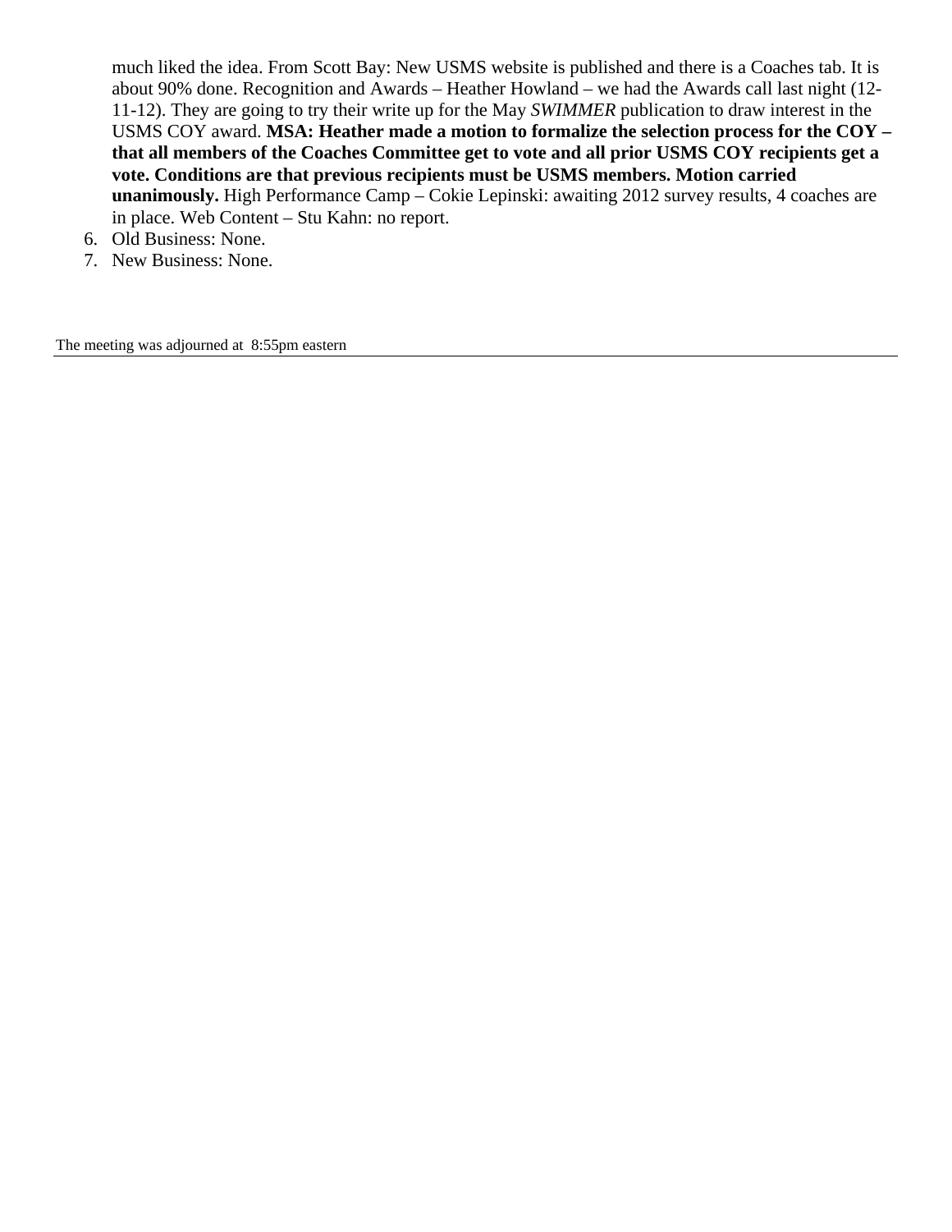much liked the idea. From Scott Bay: New USMS website is published and there is a Coaches tab. It is about 90% done. Recognition and Awards – Heather Howland – we had the Awards call last night (12-11-12). They are going to try their write up for the May *SWIMMER* publication to draw interest in the USMS COY award. **MSA: Heather made a motion to formalize the selection process for the COY – that all members of the Coaches Committee get to vote and all prior USMS COY recipients get a vote. Conditions are that previous recipients must be USMS members. Motion carried unanimously.** High Performance Camp – Cokie Lepinski: awaiting 2012 survey results, 4 coaches are in place. Web Content – Stu Kahn: no report.

6. Old Business: None.
7. New Business: None.

The meeting was adjourned at 8:55pm eastern